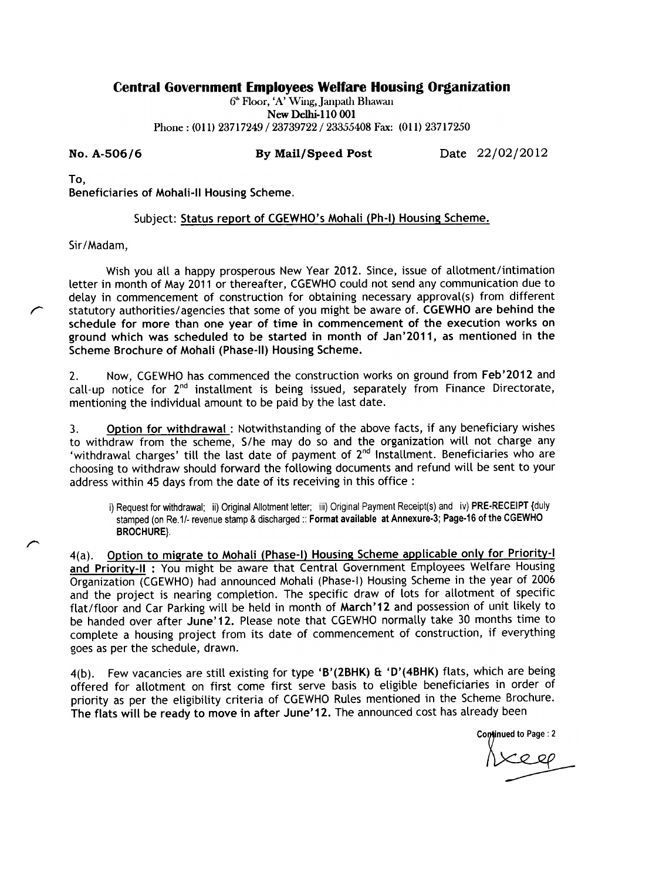# Central Government Employees Welfare Housing Organization

6th Floor, 'A' Wing, Janpath Bhawan
New Delhi-110 001
Phone : (011) 23717249 / 23739722 / 23355408 Fax: (011) 23717250

**No. A-506/6** **By Mail/Speed Post** Date 22/02/2012

To,
Beneficiaries of Mohali-II Housing Scheme.

Subject: <u>Status report of CGEWHO's Mohali (Ph-I) Housing Scheme.</u>

Sir/Madam,

Wish you all a happy prosperous New Year 2012. Since, issue of allotment/intimation letter in month of May 2011 or thereafter, CGEWHO could not send any communication due to delay in commencement of construction for obtaining necessary approval(s) from different statutory authorities/agencies that some of you might be aware of. **CGEWHO are behind the schedule for more than one year of time in commencement of the execution works on ground which was scheduled to be started in month of Jan'2011, as mentioned in the Scheme Brochure of Mohali (Phase-II) Housing Scheme.**

2. Now, CGEWHO has commenced the construction works on ground from **Feb'2012** and call-up notice for 2nd installment is being issued, separately from Finance Directorate, mentioning the individual amount to be paid by the last date.

3. <u>Option for withdrawal</u> : Notwithstanding of the above facts, if any beneficiary wishes to withdraw from the scheme, S/he may do so and the organization will not charge any 'withdrawal charges' till the last date of payment of 2nd Installment. Beneficiaries who are choosing to withdraw should forward the following documents and refund will be sent to your address within 45 days from the date of its receiving in this office :

i) Request for withdrawal; ii) Original Allotment letter; iii) Original Payment Receipt(s) and iv) **PRE-RECEIPT** {duly stamped (on Re.1/- revenue stamp & discharged :: **Format available at Annexure-3; Page-16 of the CGEWHO BROCHURE**}.

4(a). **<u>Option to migrate to Mohali (Phase-I) Housing Scheme applicable only for Priority-I and Priority-II</u>** : You might be aware that Central Government Employees Welfare Housing Organization (CGEWHO) had announced Mohali (Phase-I) Housing Scheme in the year of 2006 and the project is nearing completion. The specific draw of lots for allotment of specific flat/floor and Car Parking will be held in month of **March'12** and possession of unit likely to be handed over after **June'12.** Please note that CGEWHO normally take 30 months time to complete a housing project from its date of commencement of construction, if everything goes as per the schedule, drawn.

4(b). Few vacancies are still existing for type **'B'(2BHK) & 'D'(4BHK)** flats, which are being offered for allotment on first come first serve basis to eligible beneficiaries in order of priority as per the eligibility criteria of CGEWHO Rules mentioned in the Scheme Brochure. **The flats will be ready to move in after June'12.** The announced cost has already been

Continued to Page : 2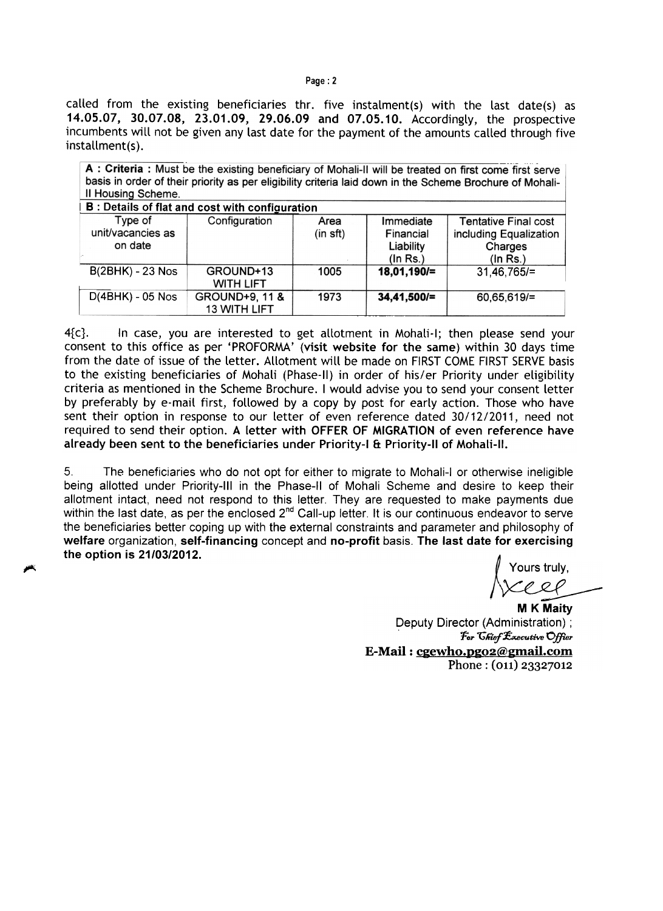called from the existing beneficiaries thr. five instalment(s) with the last date(s) as **14.05.07, 30.07.08, 23.01.09, 29.06.09 and 07.05.10.** Accordingly, the prospective incumbents will not be given any last date for the payment of the amounts called through five installment(s).

| **A : Criteria** : Must be the existing beneficiary of Mohali-II will be treated on first come first serve basis in order of their priority as per eligibility criteria laid down in the Scheme Brochure of Mohali-II Housing Scheme. | | | | |
|---|---|---|---|---|
| **B : Details of flat and cost with configuration** | | | | |
| Type of unit/vacancies as on date | Configuration | Area (in sft) | Immediate Financial Liability (In Rs.) | Tentative Final cost including Equalization Charges (In Rs.) |
| B(2BHK) - 23 Nos | GROUND+13 WITH LIFT | 1005 | **18,01,190/=** | 31,46,765/= |
| D(4BHK) - 05 Nos | GROUND+9, 11 & 13 WITH LIFT | 1973 | **34,41,500/=** | 60,65,619/= |

4{c}. In case, you are interested to get allotment in Mohali-I; then please send your consent to this office as per 'PROFORMA' (**visit website for the same**) within 30 days time from the date of issue of the letter. Allotment will be made on FIRST COME FIRST SERVE basis to the existing beneficiaries of Mohali (Phase-II) in order of his/er Priority under eligibility criteria as mentioned in the Scheme Brochure. I would advise you to send your consent letter by preferably by e-mail first, followed by a copy by post for early action. Those who have sent their option in response to our letter of even reference dated 30/12/2011, need not required to send their option. **A letter with OFFER OF MIGRATION of even reference have already been sent to the beneficiaries under Priority-I & Priority-II of Mohali-II.**

5. The beneficiaries who do not opt for either to migrate to Mohali-I or otherwise ineligible being allotted under Priority-III in the Phase-II of Mohali Scheme and desire to keep their allotment intact, need not respond to this letter. They are requested to make payments due within the last date, as per the enclosed 2nd Call-up letter. It is our continuous endeavor to serve the beneficiaries better coping up with the external constraints and parameter and philosophy of **welfare** organization, **self-financing** concept and **no-profit** basis. **The last date for exercising the option is 21/03/2012.**

Yours truly,

**M K Maity**
Deputy Director (Administration) ;
*For Chief Executive Officer*
**E-Mail : cgewho.pgo2@gmail.com**
Phone : (011) 23327012